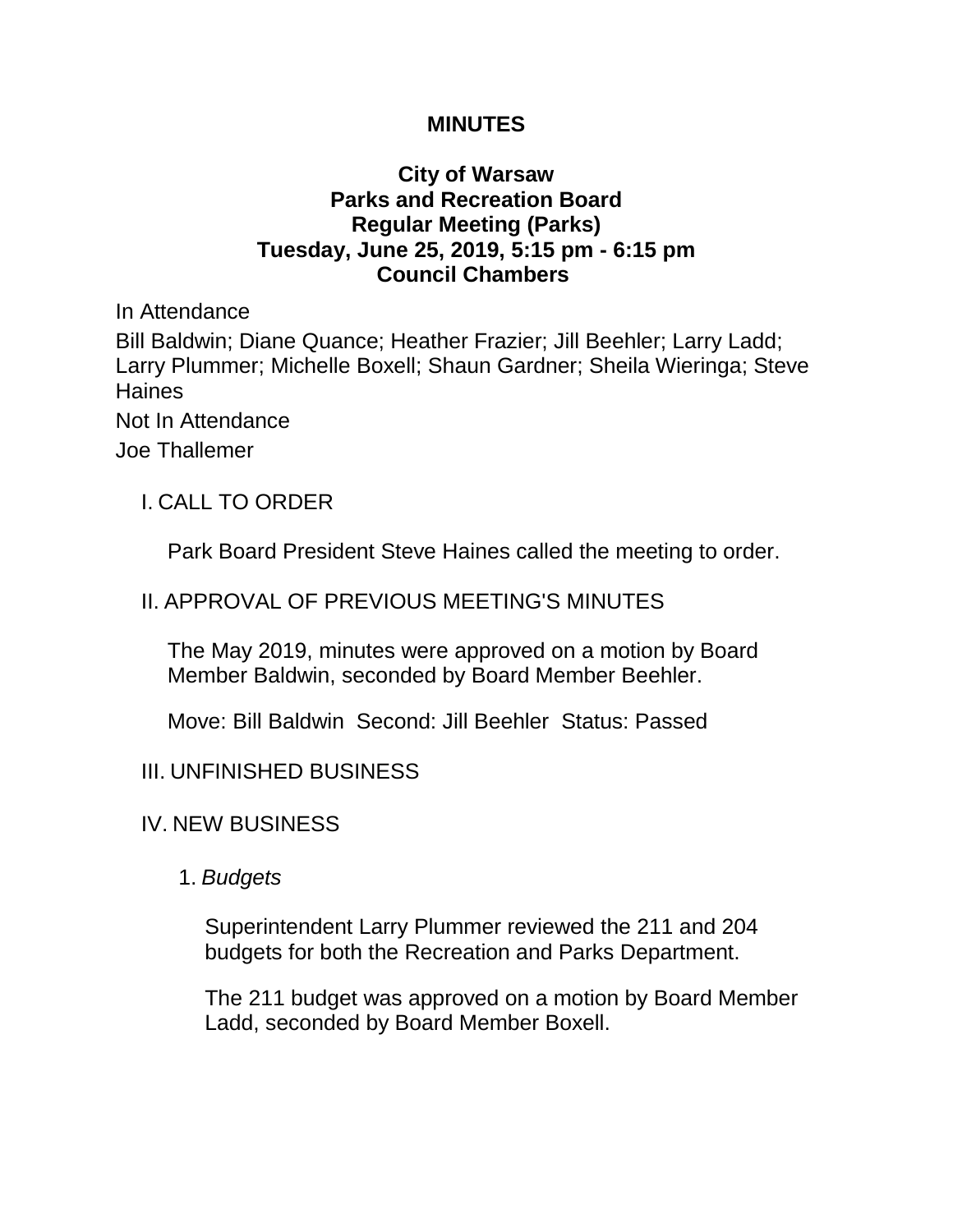# MINUTES

## City of Warsaw
## Parks and Recreation Board
## Regular Meeting (Parks)
## Tuesday, June 25, 2019, 5:15 pm - 6:15 pm
## Council Chambers

In Attendance

Bill Baldwin; Diane Quance; Heather Frazier; Jill Beehler; Larry Ladd; Larry Plummer; Michelle Boxell; Shaun Gardner; Sheila Wieringa; Steve Haines

Not In Attendance

Joe Thallemer

I. CALL TO ORDER

Park Board President Steve Haines called the meeting to order.

II. APPROVAL OF PREVIOUS MEETING'S MINUTES

The May 2019, minutes were approved on a motion by Board Member Baldwin, seconded by Board Member Beehler.

Move: Bill Baldwin  Second: Jill Beehler  Status: Passed

III. UNFINISHED BUSINESS

IV. NEW BUSINESS

1. *Budgets*

Superintendent Larry Plummer reviewed the 211 and 204 budgets for both the Recreation and Parks Department.

The 211 budget was approved on a motion by Board Member Ladd, seconded by Board Member Boxell.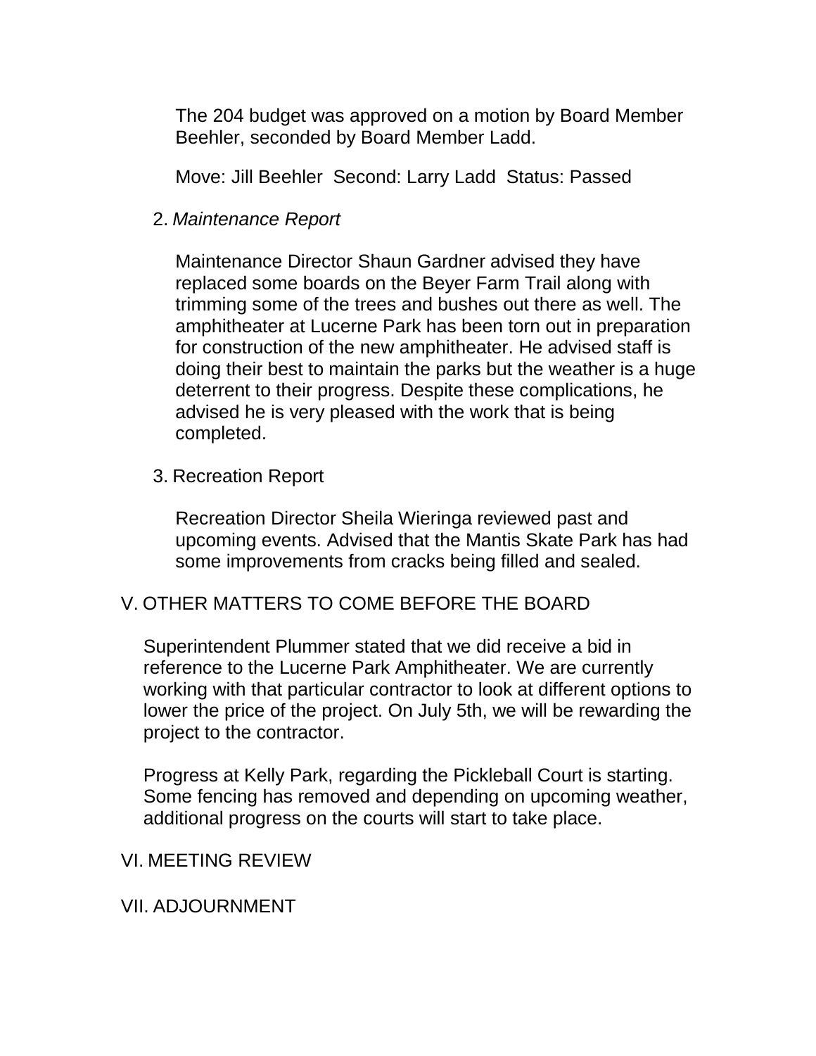The 204 budget was approved on a motion by Board Member Beehler, seconded by Board Member Ladd.

Move: Jill Beehler  Second: Larry Ladd  Status: Passed

2. *Maintenance Report*

   Maintenance Director Shaun Gardner advised they have replaced some boards on the Beyer Farm Trail along with trimming some of the trees and bushes out there as well. The amphitheater at Lucerne Park has been torn out in preparation for construction of the new amphitheater. He advised staff is doing their best to maintain the parks but the weather is a huge deterrent to their progress. Despite these complications, he advised he is very pleased with the work that is being completed.

3. Recreation Report

   Recreation Director Sheila Wieringa reviewed past and upcoming events. Advised that the Mantis Skate Park has had some improvements from cracks being filled and sealed.

## V. OTHER MATTERS TO COME BEFORE THE BOARD

Superintendent Plummer stated that we did receive a bid in reference to the Lucerne Park Amphitheater. We are currently working with that particular contractor to look at different options to lower the price of the project. On July 5th, we will be rewarding the project to the contractor.

Progress at Kelly Park, regarding the Pickleball Court is starting. Some fencing has removed and depending on upcoming weather, additional progress on the courts will start to take place.

## VI. MEETING REVIEW

## VII. ADJOURNMENT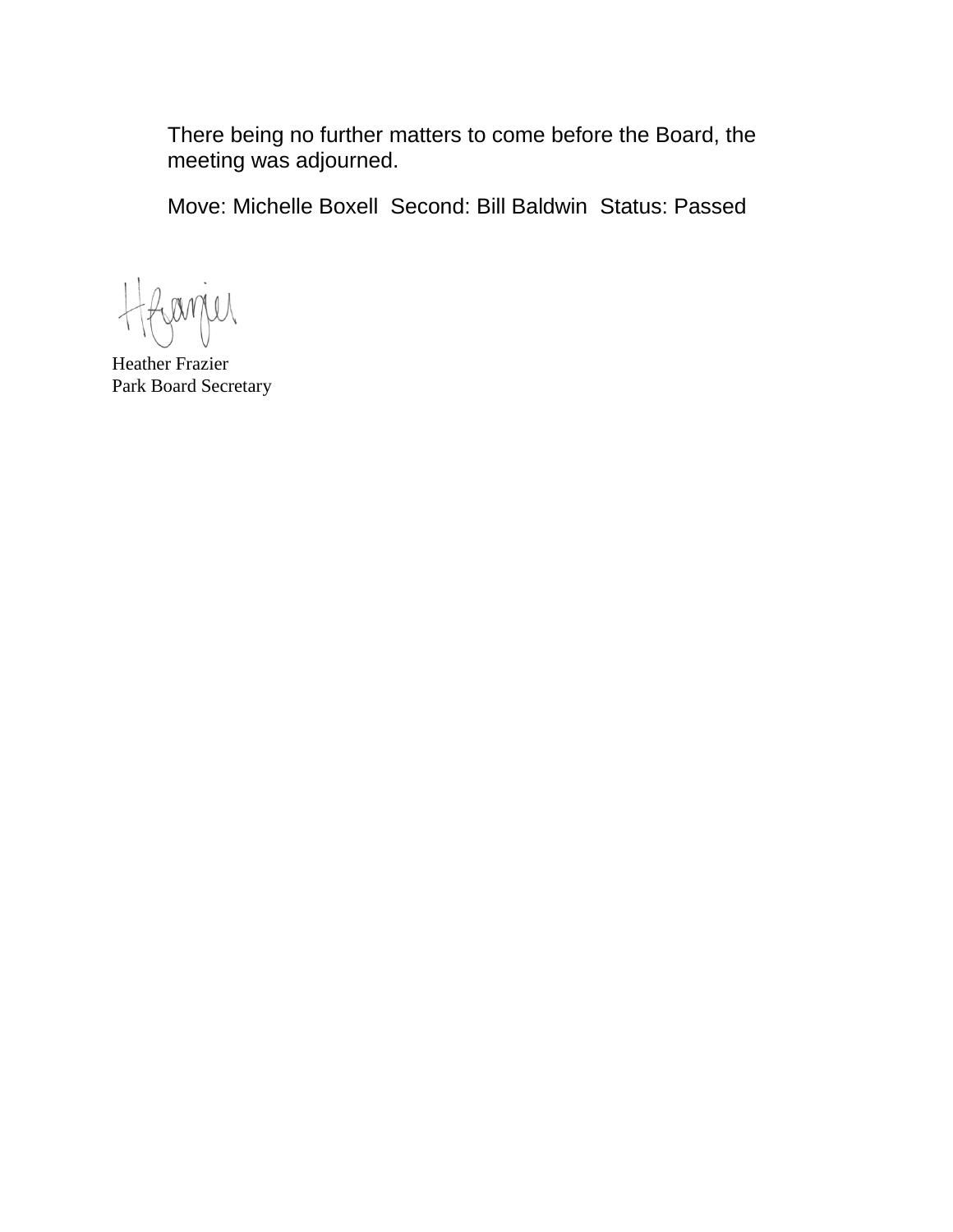There being no further matters to come before the Board, the meeting was adjourned.

Move: Michelle Boxell  Second: Bill Baldwin  Status: Passed

Heather Frazier
Park Board Secretary